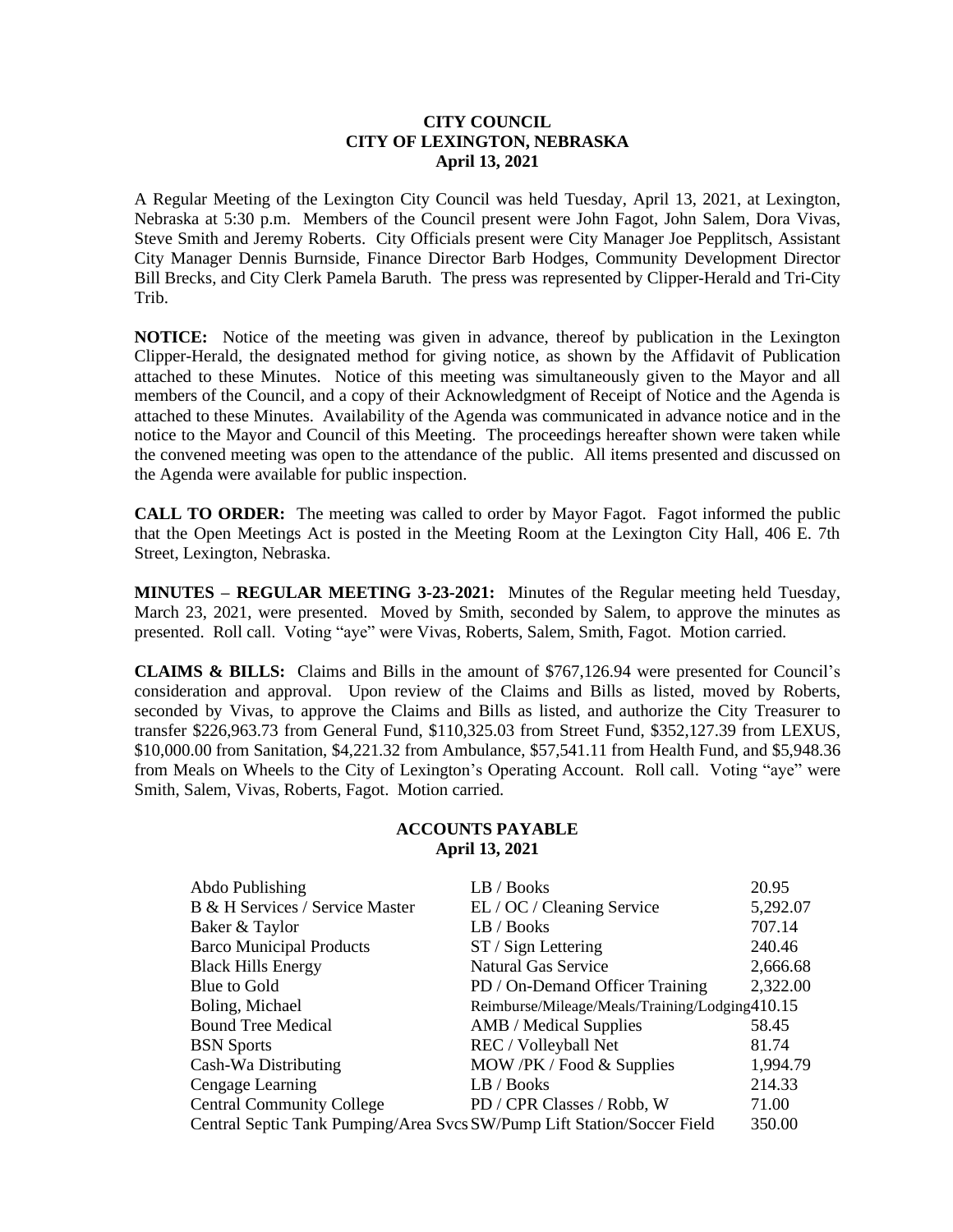# CITY COUNCIL
## CITY OF LEXINGTON, NEBRASKA
### April 13, 2021

A Regular Meeting of the Lexington City Council was held Tuesday, April 13, 2021, at Lexington, Nebraska at 5:30 p.m. Members of the Council present were John Fagot, John Salem, Dora Vivas, Steve Smith and Jeremy Roberts. City Officials present were City Manager Joe Pepplitsch, Assistant City Manager Dennis Burnside, Finance Director Barb Hodges, Community Development Director Bill Brecks, and City Clerk Pamela Baruth. The press was represented by Clipper-Herald and Tri-City Trib.

**NOTICE:** Notice of the meeting was given in advance, thereof by publication in the Lexington Clipper-Herald, the designated method for giving notice, as shown by the Affidavit of Publication attached to these Minutes. Notice of this meeting was simultaneously given to the Mayor and all members of the Council, and a copy of their Acknowledgment of Receipt of Notice and the Agenda is attached to these Minutes. Availability of the Agenda was communicated in advance notice and in the notice to the Mayor and Council of this Meeting. The proceedings hereafter shown were taken while the convened meeting was open to the attendance of the public. All items presented and discussed on the Agenda were available for public inspection.

**CALL TO ORDER:** The meeting was called to order by Mayor Fagot. Fagot informed the public that the Open Meetings Act is posted in the Meeting Room at the Lexington City Hall, 406 E. 7th Street, Lexington, Nebraska.

**MINUTES – REGULAR MEETING 3-23-2021:** Minutes of the Regular meeting held Tuesday, March 23, 2021, were presented. Moved by Smith, seconded by Salem, to approve the minutes as presented. Roll call. Voting "aye" were Vivas, Roberts, Salem, Smith, Fagot. Motion carried.

**CLAIMS & BILLS:** Claims and Bills in the amount of $767,126.94 were presented for Council's consideration and approval. Upon review of the Claims and Bills as listed, moved by Roberts, seconded by Vivas, to approve the Claims and Bills as listed, and authorize the City Treasurer to transfer $226,963.73 from General Fund, $110,325.03 from Street Fund, $352,127.39 from LEXUS, $10,000.00 from Sanitation, $4,221.32 from Ambulance, $57,541.11 from Health Fund, and $5,948.36 from Meals on Wheels to the City of Lexington's Operating Account. Roll call. Voting "aye" were Smith, Salem, Vivas, Roberts, Fagot. Motion carried.

## ACCOUNTS PAYABLE
### April 13, 2021

| Vendor | Description | Amount |
|---|---|---|
| Abdo Publishing | LB / Books | 20.95 |
| B & H Services / Service Master | EL / OC / Cleaning Service | 5,292.07 |
| Baker & Taylor | LB / Books | 707.14 |
| Barco Municipal Products | ST / Sign Lettering | 240.46 |
| Black Hills Energy | Natural Gas Service | 2,666.68 |
| Blue to Gold | PD / On-Demand Officer Training | 2,322.00 |
| Boling, Michael | Reimburse/Mileage/Meals/Training/Lodging | 410.15 |
| Bound Tree Medical | AMB / Medical Supplies | 58.45 |
| BSN Sports | REC / Volleyball Net | 81.74 |
| Cash-Wa Distributing | MOW /PK / Food & Supplies | 1,994.79 |
| Cengage Learning | LB / Books | 214.33 |
| Central Community College | PD / CPR Classes / Robb, W | 71.00 |
| Central Septic Tank Pumping/Area Svcs | SW/Pump Lift Station/Soccer Field | 350.00 |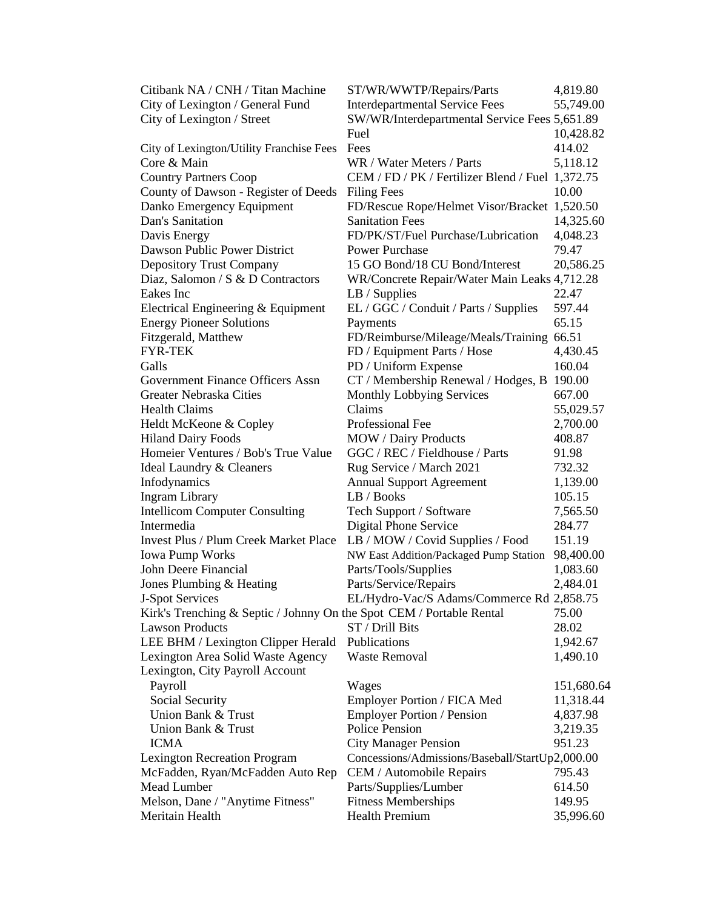| | | |
|---|---|---|
| Citibank NA / CNH / Titan Machine | ST/WR/WWTP/Repairs/Parts | 4,819.80 |
| City of Lexington / General Fund | Interdepartmental Service Fees | 55,749.00 |
| City of Lexington / Street | SW/WR/Interdepartmental Service Fees | 5,651.89 |
| | Fuel | 10,428.82 |
| City of Lexington/Utility Franchise Fees | Fees | 414.02 |
| Core & Main | WR / Water Meters / Parts | 5,118.12 |
| Country Partners Coop | CEM / FD / PK / Fertilizer Blend / Fuel | 1,372.75 |
| County of Dawson - Register of Deeds | Filing Fees | 10.00 |
| Danko Emergency Equipment | FD/Rescue Rope/Helmet Visor/Bracket | 1,520.50 |
| Dan's Sanitation | Sanitation Fees | 14,325.60 |
| Davis Energy | FD/PK/ST/Fuel Purchase/Lubrication | 4,048.23 |
| Dawson Public Power District | Power Purchase | 79.47 |
| Depository Trust Company | 15 GO Bond/18 CU Bond/Interest | 20,586.25 |
| Diaz, Salomon / S & D Contractors | WR/Concrete Repair/Water Main Leaks | 4,712.28 |
| Eakes Inc | LB / Supplies | 22.47 |
| Electrical Engineering & Equipment | EL / GGC / Conduit / Parts / Supplies | 597.44 |
| Energy Pioneer Solutions | Payments | 65.15 |
| Fitzgerald, Matthew | FD/Reimburse/Mileage/Meals/Training | 66.51 |
| FYR-TEK | FD / Equipment Parts / Hose | 4,430.45 |
| Galls | PD / Uniform Expense | 160.04 |
| Government Finance Officers Assn | CT / Membership Renewal / Hodges, B | 190.00 |
| Greater Nebraska Cities | Monthly Lobbying Services | 667.00 |
| Health Claims | Claims | 55,029.57 |
| Heldt McKeone & Copley | Professional Fee | 2,700.00 |
| Hiland Dairy Foods | MOW / Dairy Products | 408.87 |
| Homeier Ventures / Bob's True Value | GGC / REC / Fieldhouse / Parts | 91.98 |
| Ideal Laundry & Cleaners | Rug Service / March 2021 | 732.32 |
| Infodynamics | Annual Support Agreement | 1,139.00 |
| Ingram Library | LB / Books | 105.15 |
| Intellicom Computer Consulting | Tech Support / Software | 7,565.50 |
| Intermedia | Digital Phone Service | 284.77 |
| Invest Plus / Plum Creek Market Place | LB / MOW / Covid Supplies / Food | 151.19 |
| Iowa Pump Works | NW East Addition/Packaged Pump Station | 98,400.00 |
| John Deere Financial | Parts/Tools/Supplies | 1,083.60 |
| Jones Plumbing & Heating | Parts/Service/Repairs | 2,484.01 |
| J-Spot Services | EL/Hydro-Vac/S Adams/Commerce Rd | 2,858.75 |
| Kirk's Trenching & Septic / Johnny On the Spot | CEM / Portable Rental | 75.00 |
| Lawson Products | ST / Drill Bits | 28.02 |
| LEE BHM / Lexington Clipper Herald | Publications | 1,942.67 |
| Lexington Area Solid Waste Agency | Waste Removal | 1,490.10 |
| Lexington, City Payroll Account | | |
| Payroll | Wages | 151,680.64 |
| Social Security | Employer Portion / FICA Med | 11,318.44 |
| Union Bank & Trust | Employer Portion / Pension | 4,837.98 |
| Union Bank & Trust | Police Pension | 3,219.35 |
| ICMA | City Manager Pension | 951.23 |
| Lexington Recreation Program | Concessions/Admissions/Baseball/StartUp | 2,000.00 |
| McFadden, Ryan/McFadden Auto Rep | CEM / Automobile Repairs | 795.43 |
| Mead Lumber | Parts/Supplies/Lumber | 614.50 |
| Melson, Dane / "Anytime Fitness" | Fitness Memberships | 149.95 |
| Meritain Health | Health Premium | 35,996.60 |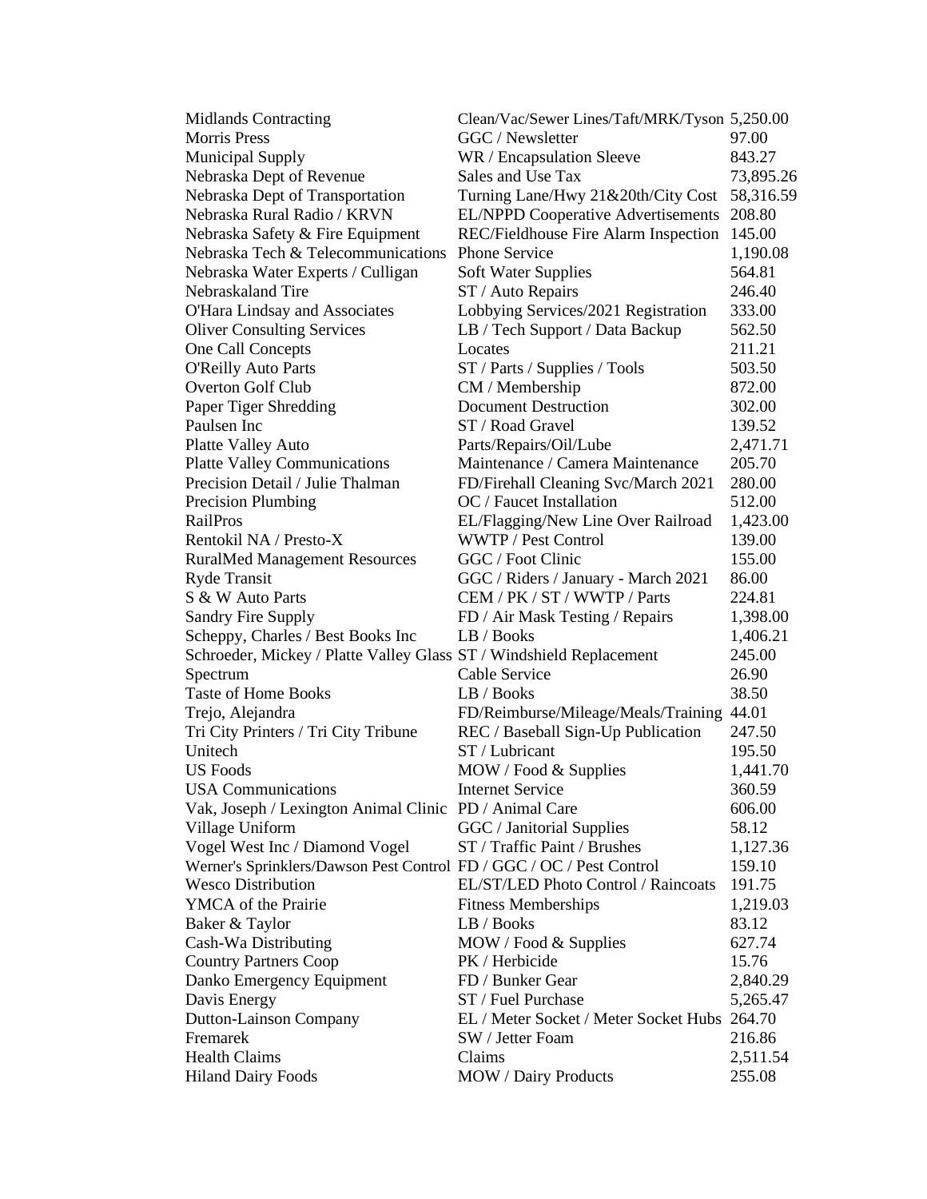| | | |
|---|---|---|
| Midlands Contracting | Clean/Vac/Sewer Lines/Taft/MRK/Tyson | 5,250.00 |
| Morris Press | GGC / Newsletter | 97.00 |
| Municipal Supply | WR / Encapsulation Sleeve | 843.27 |
| Nebraska Dept of Revenue | Sales and Use Tax | 73,895.26 |
| Nebraska Dept of Transportation | Turning Lane/Hwy 21&20th/City Cost | 58,316.59 |
| Nebraska Rural Radio / KRVN | EL/NPPD Cooperative Advertisements | 208.80 |
| Nebraska Safety & Fire Equipment | REC/Fieldhouse Fire Alarm Inspection | 145.00 |
| Nebraska Tech & Telecommunications | Phone Service | 1,190.08 |
| Nebraska Water Experts / Culligan | Soft Water Supplies | 564.81 |
| Nebraskaland Tire | ST / Auto Repairs | 246.40 |
| O'Hara Lindsay and Associates | Lobbying Services/2021 Registration | 333.00 |
| Oliver Consulting Services | LB / Tech Support / Data Backup | 562.50 |
| One Call Concepts | Locates | 211.21 |
| O'Reilly Auto Parts | ST / Parts / Supplies / Tools | 503.50 |
| Overton Golf Club | CM / Membership | 872.00 |
| Paper Tiger Shredding | Document Destruction | 302.00 |
| Paulsen Inc | ST / Road Gravel | 139.52 |
| Platte Valley Auto | Parts/Repairs/Oil/Lube | 2,471.71 |
| Platte Valley Communications | Maintenance / Camera Maintenance | 205.70 |
| Precision Detail / Julie Thalman | FD/Firehall Cleaning Svc/March 2021 | 280.00 |
| Precision Plumbing | OC / Faucet Installation | 512.00 |
| RailPros | EL/Flagging/New Line Over Railroad | 1,423.00 |
| Rentokil NA / Presto-X | WWTP / Pest Control | 139.00 |
| RuralMed Management Resources | GGC / Foot Clinic | 155.00 |
| Ryde Transit | GGC / Riders / January - March 2021 | 86.00 |
| S & W Auto Parts | CEM / PK / ST / WWTP / Parts | 224.81 |
| Sandry Fire Supply | FD / Air Mask Testing / Repairs | 1,398.00 |
| Scheppy, Charles / Best Books Inc | LB / Books | 1,406.21 |
| Schroeder, Mickey / Platte Valley Glass | ST / Windshield Replacement | 245.00 |
| Spectrum | Cable Service | 26.90 |
| Taste of Home Books | LB / Books | 38.50 |
| Trejo, Alejandra | FD/Reimburse/Mileage/Meals/Training | 44.01 |
| Tri City Printers / Tri City Tribune | REC / Baseball Sign-Up Publication | 247.50 |
| Unitech | ST / Lubricant | 195.50 |
| US Foods | MOW / Food & Supplies | 1,441.70 |
| USA Communications | Internet Service | 360.59 |
| Vak, Joseph / Lexington Animal Clinic | PD / Animal Care | 606.00 |
| Village Uniform | GGC / Janitorial Supplies | 58.12 |
| Vogel West Inc / Diamond Vogel | ST / Traffic Paint / Brushes | 1,127.36 |
| Werner's Sprinklers/Dawson Pest Control | FD / GGC / OC / Pest Control | 159.10 |
| Wesco Distribution | EL/ST/LED Photo Control / Raincoats | 191.75 |
| YMCA of the Prairie | Fitness Memberships | 1,219.03 |
| Baker & Taylor | LB / Books | 83.12 |
| Cash-Wa Distributing | MOW / Food & Supplies | 627.74 |
| Country Partners Coop | PK / Herbicide | 15.76 |
| Danko Emergency Equipment | FD / Bunker Gear | 2,840.29 |
| Davis Energy | ST / Fuel Purchase | 5,265.47 |
| Dutton-Lainson Company | EL / Meter Socket / Meter Socket Hubs | 264.70 |
| Fremarek | SW / Jetter Foam | 216.86 |
| Health Claims | Claims | 2,511.54 |
| Hiland Dairy Foods | MOW / Dairy Products | 255.08 |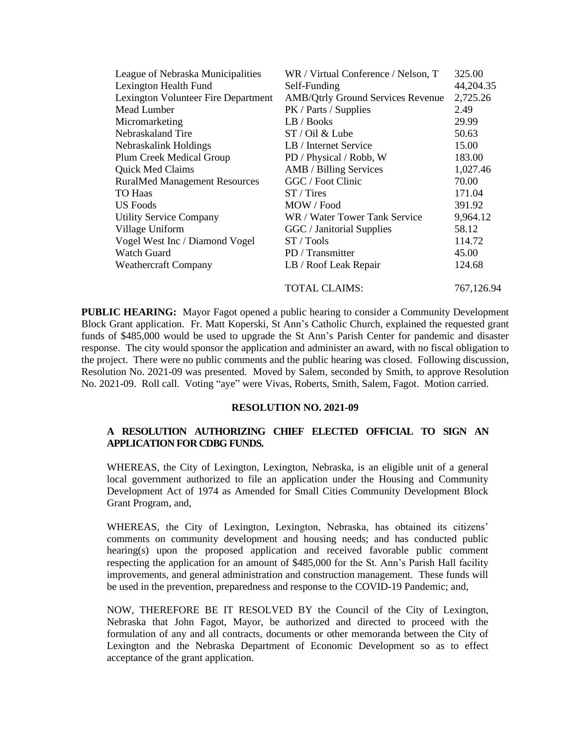| | | |
|---|---|---|
| League of Nebraska Municipalities | WR / Virtual Conference / Nelson, T | 325.00 |
| Lexington Health Fund | Self-Funding | 44,204.35 |
| Lexington Volunteer Fire Department | AMB/Qtrly Ground Services Revenue | 2,725.26 |
| Mead Lumber | PK / Parts / Supplies | 2.49 |
| Micromarketing | LB / Books | 29.99 |
| Nebraskaland Tire | ST / Oil & Lube | 50.63 |
| Nebraskalink Holdings | LB / Internet Service | 15.00 |
| Plum Creek Medical Group | PD / Physical / Robb, W | 183.00 |
| Quick Med Claims | AMB / Billing Services | 1,027.46 |
| RuralMed Management Resources | GGC / Foot Clinic | 70.00 |
| TO Haas | ST / Tires | 171.04 |
| US Foods | MOW / Food | 391.92 |
| Utility Service Company | WR / Water Tower Tank Service | 9,964.12 |
| Village Uniform | GGC / Janitorial Supplies | 58.12 |
| Vogel West Inc / Diamond Vogel | ST / Tools | 114.72 |
| Watch Guard | PD / Transmitter | 45.00 |
| Weathercraft Company | LB / Roof Leak Repair | 124.68 |
| | TOTAL CLAIMS: | 767,126.94 |

**PUBLIC HEARING:** Mayor Fagot opened a public hearing to consider a Community Development Block Grant application. Fr. Matt Koperski, St Ann's Catholic Church, explained the requested grant funds of $485,000 would be used to upgrade the St Ann's Parish Center for pandemic and disaster response. The city would sponsor the application and administer an award, with no fiscal obligation to the project. There were no public comments and the public hearing was closed. Following discussion, Resolution No. 2021-09 was presented. Moved by Salem, seconded by Smith, to approve Resolution No. 2021-09. Roll call. Voting "aye" were Vivas, Roberts, Smith, Salem, Fagot. Motion carried.

**RESOLUTION NO. 2021-09**

**A RESOLUTION AUTHORIZING CHIEF ELECTED OFFICIAL TO SIGN AN APPLICATION FOR CDBG FUNDS.**

WHEREAS, the City of Lexington, Lexington, Nebraska, is an eligible unit of a general local government authorized to file an application under the Housing and Community Development Act of 1974 as Amended for Small Cities Community Development Block Grant Program, and,

WHEREAS, the City of Lexington, Lexington, Nebraska, has obtained its citizens' comments on community development and housing needs; and has conducted public hearing(s) upon the proposed application and received favorable public comment respecting the application for an amount of $485,000 for the St. Ann's Parish Hall facility improvements, and general administration and construction management. These funds will be used in the prevention, preparedness and response to the COVID-19 Pandemic; and,

NOW, THEREFORE BE IT RESOLVED BY the Council of the City of Lexington, Nebraska that John Fagot, Mayor, be authorized and directed to proceed with the formulation of any and all contracts, documents or other memoranda between the City of Lexington and the Nebraska Department of Economic Development so as to effect acceptance of the grant application.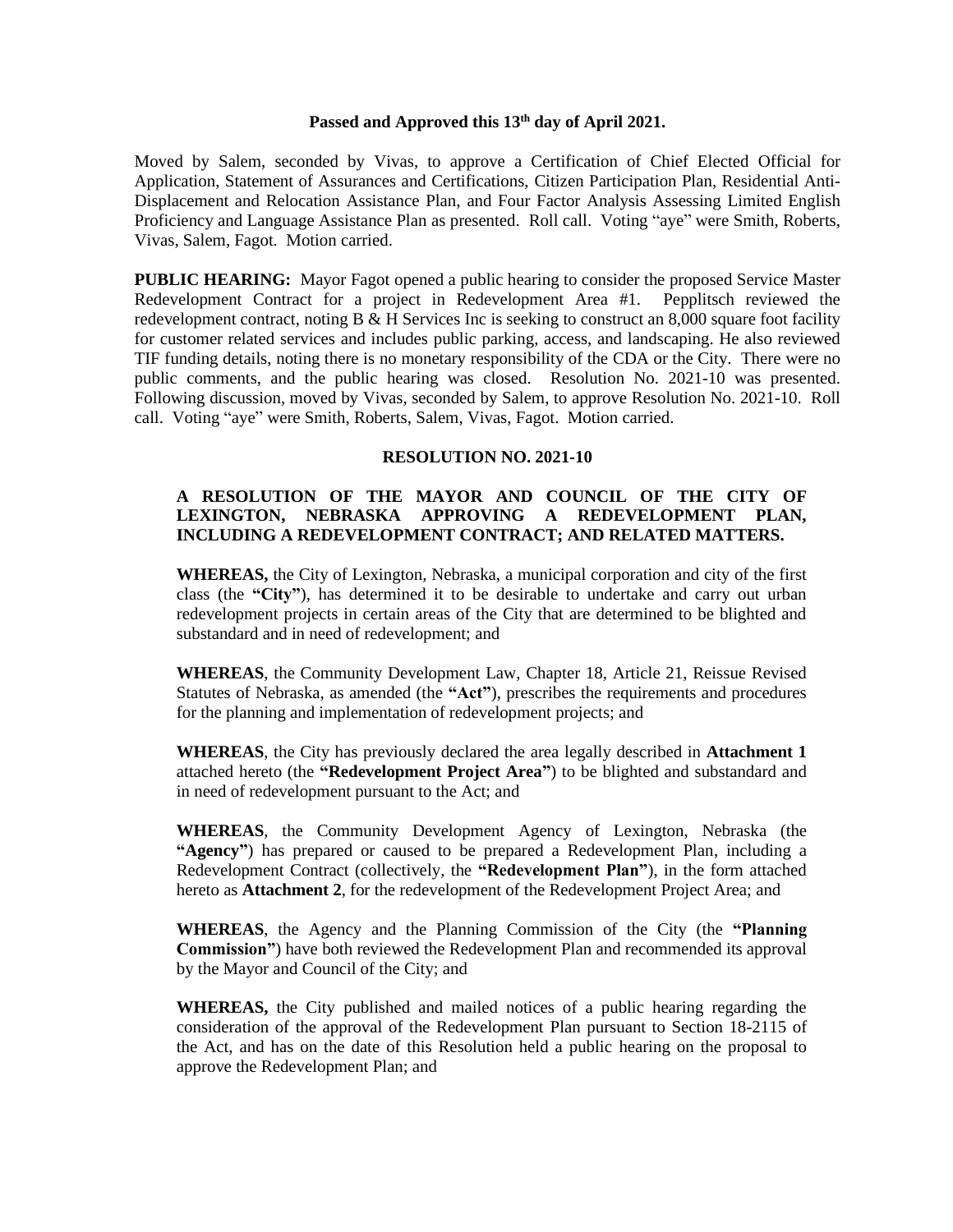**Passed and Approved this 13th day of April 2021.**

Moved by Salem, seconded by Vivas, to approve a Certification of Chief Elected Official for Application, Statement of Assurances and Certifications, Citizen Participation Plan, Residential Anti-Displacement and Relocation Assistance Plan, and Four Factor Analysis Assessing Limited English Proficiency and Language Assistance Plan as presented. Roll call. Voting "aye" were Smith, Roberts, Vivas, Salem, Fagot. Motion carried.

**PUBLIC HEARING:** Mayor Fagot opened a public hearing to consider the proposed Service Master Redevelopment Contract for a project in Redevelopment Area #1. Pepplitsch reviewed the redevelopment contract, noting B & H Services Inc is seeking to construct an 8,000 square foot facility for customer related services and includes public parking, access, and landscaping. He also reviewed TIF funding details, noting there is no monetary responsibility of the CDA or the City. There were no public comments, and the public hearing was closed. Resolution No. 2021-10 was presented. Following discussion, moved by Vivas, seconded by Salem, to approve Resolution No. 2021-10. Roll call. Voting "aye" were Smith, Roberts, Salem, Vivas, Fagot. Motion carried.

**RESOLUTION NO. 2021-10**

**A RESOLUTION OF THE MAYOR AND COUNCIL OF THE CITY OF LEXINGTON, NEBRASKA APPROVING A REDEVELOPMENT PLAN, INCLUDING A REDEVELOPMENT CONTRACT; AND RELATED MATTERS.**

**WHEREAS,** the City of Lexington, Nebraska, a municipal corporation and city of the first class (the **"City"**), has determined it to be desirable to undertake and carry out urban redevelopment projects in certain areas of the City that are determined to be blighted and substandard and in need of redevelopment; and

**WHEREAS**, the Community Development Law, Chapter 18, Article 21, Reissue Revised Statutes of Nebraska, as amended (the **"Act"**), prescribes the requirements and procedures for the planning and implementation of redevelopment projects; and

**WHEREAS**, the City has previously declared the area legally described in **Attachment 1** attached hereto (the **"Redevelopment Project Area"**) to be blighted and substandard and in need of redevelopment pursuant to the Act; and

**WHEREAS**, the Community Development Agency of Lexington, Nebraska (the **"Agency"**) has prepared or caused to be prepared a Redevelopment Plan, including a Redevelopment Contract (collectively, the **"Redevelopment Plan"**), in the form attached hereto as **Attachment 2**, for the redevelopment of the Redevelopment Project Area; and

**WHEREAS**, the Agency and the Planning Commission of the City (the **"Planning Commission"**) have both reviewed the Redevelopment Plan and recommended its approval by the Mayor and Council of the City; and

**WHEREAS,** the City published and mailed notices of a public hearing regarding the consideration of the approval of the Redevelopment Plan pursuant to Section 18-2115 of the Act, and has on the date of this Resolution held a public hearing on the proposal to approve the Redevelopment Plan; and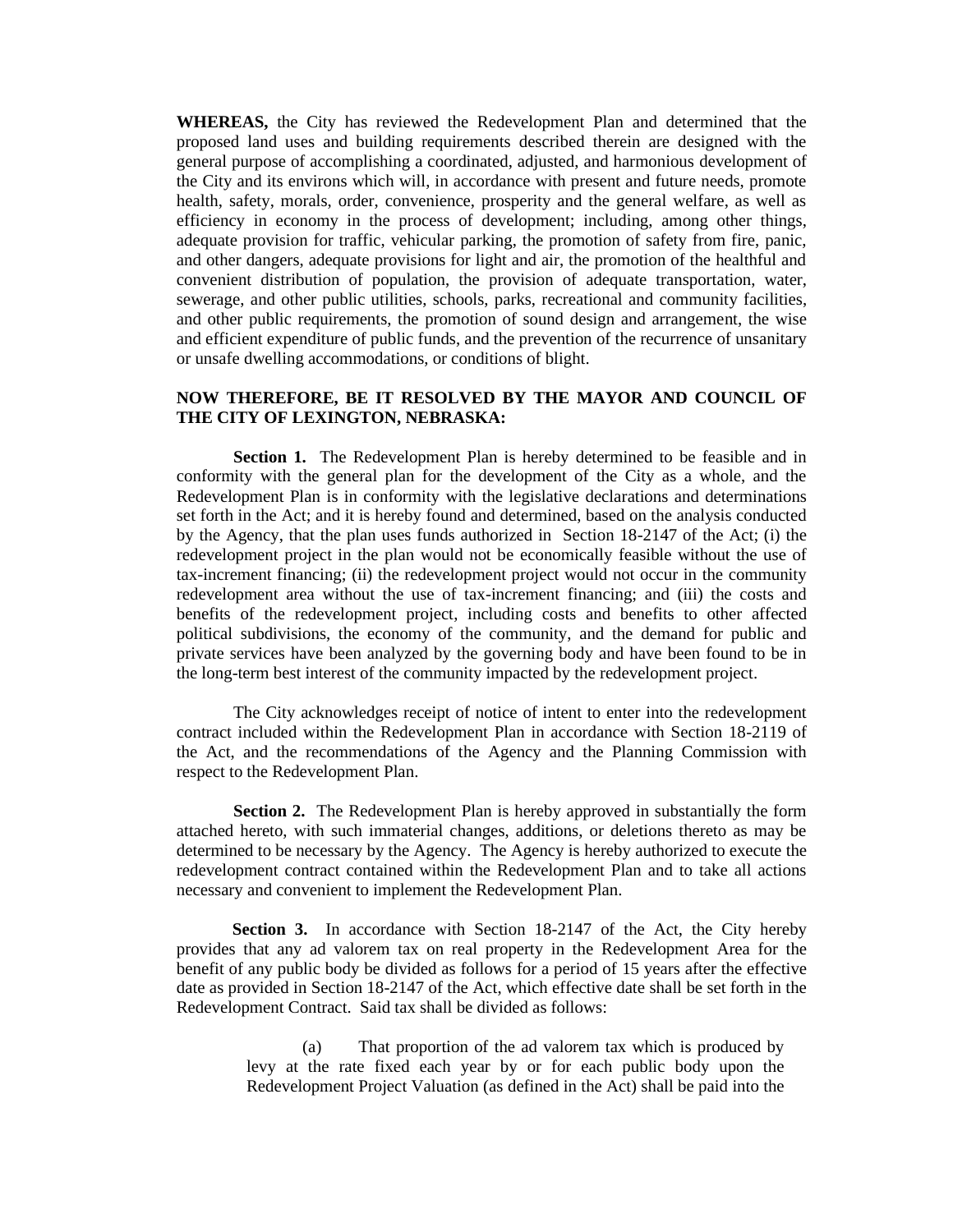**WHEREAS,** the City has reviewed the Redevelopment Plan and determined that the proposed land uses and building requirements described therein are designed with the general purpose of accomplishing a coordinated, adjusted, and harmonious development of the City and its environs which will, in accordance with present and future needs, promote health, safety, morals, order, convenience, prosperity and the general welfare, as well as efficiency in economy in the process of development; including, among other things, adequate provision for traffic, vehicular parking, the promotion of safety from fire, panic, and other dangers, adequate provisions for light and air, the promotion of the healthful and convenient distribution of population, the provision of adequate transportation, water, sewerage, and other public utilities, schools, parks, recreational and community facilities, and other public requirements, the promotion of sound design and arrangement, the wise and efficient expenditure of public funds, and the prevention of the recurrence of unsanitary or unsafe dwelling accommodations, or conditions of blight.

**NOW THEREFORE, BE IT RESOLVED BY THE MAYOR AND COUNCIL OF THE CITY OF LEXINGTON, NEBRASKA:**

**Section 1.** The Redevelopment Plan is hereby determined to be feasible and in conformity with the general plan for the development of the City as a whole, and the Redevelopment Plan is in conformity with the legislative declarations and determinations set forth in the Act; and it is hereby found and determined, based on the analysis conducted by the Agency, that the plan uses funds authorized in Section 18-2147 of the Act; (i) the redevelopment project in the plan would not be economically feasible without the use of tax-increment financing; (ii) the redevelopment project would not occur in the community redevelopment area without the use of tax-increment financing; and (iii) the costs and benefits of the redevelopment project, including costs and benefits to other affected political subdivisions, the economy of the community, and the demand for public and private services have been analyzed by the governing body and have been found to be in the long-term best interest of the community impacted by the redevelopment project.

The City acknowledges receipt of notice of intent to enter into the redevelopment contract included within the Redevelopment Plan in accordance with Section 18-2119 of the Act, and the recommendations of the Agency and the Planning Commission with respect to the Redevelopment Plan.

**Section 2.** The Redevelopment Plan is hereby approved in substantially the form attached hereto, with such immaterial changes, additions, or deletions thereto as may be determined to be necessary by the Agency. The Agency is hereby authorized to execute the redevelopment contract contained within the Redevelopment Plan and to take all actions necessary and convenient to implement the Redevelopment Plan.

**Section 3.** In accordance with Section 18-2147 of the Act, the City hereby provides that any ad valorem tax on real property in the Redevelopment Area for the benefit of any public body be divided as follows for a period of 15 years after the effective date as provided in Section 18-2147 of the Act, which effective date shall be set forth in the Redevelopment Contract. Said tax shall be divided as follows:

(a) That proportion of the ad valorem tax which is produced by levy at the rate fixed each year by or for each public body upon the Redevelopment Project Valuation (as defined in the Act) shall be paid into the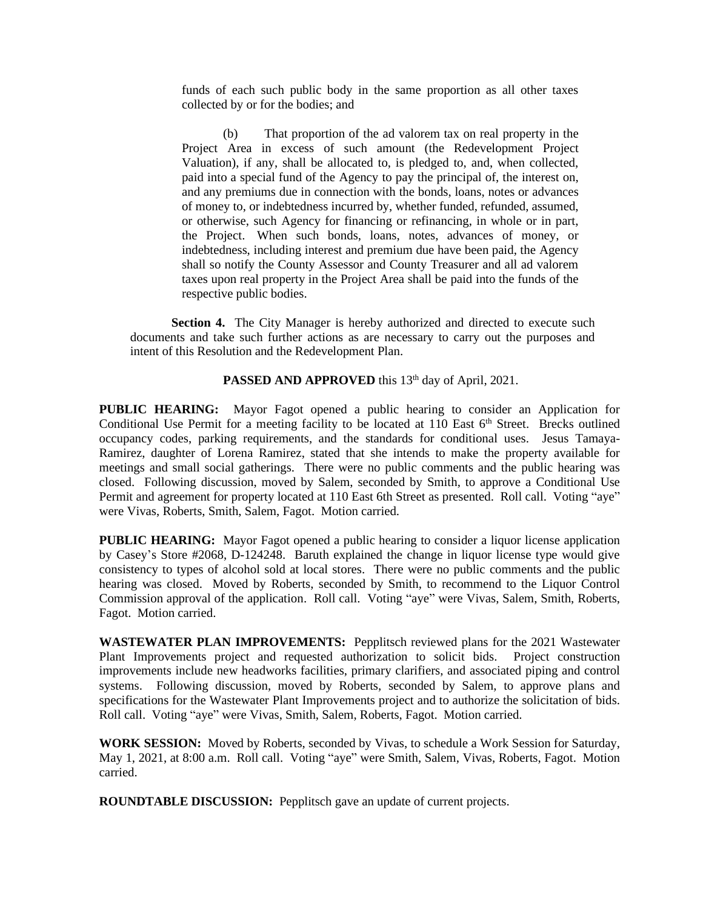funds of each such public body in the same proportion as all other taxes collected by or for the bodies; and

(b) That proportion of the ad valorem tax on real property in the Project Area in excess of such amount (the Redevelopment Project Valuation), if any, shall be allocated to, is pledged to, and, when collected, paid into a special fund of the Agency to pay the principal of, the interest on, and any premiums due in connection with the bonds, loans, notes or advances of money to, or indebtedness incurred by, whether funded, refunded, assumed, or otherwise, such Agency for financing or refinancing, in whole or in part, the Project. When such bonds, loans, notes, advances of money, or indebtedness, including interest and premium due have been paid, the Agency shall so notify the County Assessor and County Treasurer and all ad valorem taxes upon real property in the Project Area shall be paid into the funds of the respective public bodies.

**Section 4.** The City Manager is hereby authorized and directed to execute such documents and take such further actions as are necessary to carry out the purposes and intent of this Resolution and the Redevelopment Plan.

**PASSED AND APPROVED** this 13th day of April, 2021.

**PUBLIC HEARING:** Mayor Fagot opened a public hearing to consider an Application for Conditional Use Permit for a meeting facility to be located at 110 East 6th Street. Brecks outlined occupancy codes, parking requirements, and the standards for conditional uses. Jesus Tamaya-Ramirez, daughter of Lorena Ramirez, stated that she intends to make the property available for meetings and small social gatherings. There were no public comments and the public hearing was closed. Following discussion, moved by Salem, seconded by Smith, to approve a Conditional Use Permit and agreement for property located at 110 East 6th Street as presented. Roll call. Voting "aye" were Vivas, Roberts, Smith, Salem, Fagot. Motion carried.

**PUBLIC HEARING:** Mayor Fagot opened a public hearing to consider a liquor license application by Casey's Store #2068, D-124248. Baruth explained the change in liquor license type would give consistency to types of alcohol sold at local stores. There were no public comments and the public hearing was closed. Moved by Roberts, seconded by Smith, to recommend to the Liquor Control Commission approval of the application. Roll call. Voting "aye" were Vivas, Salem, Smith, Roberts, Fagot. Motion carried.

**WASTEWATER PLAN IMPROVEMENTS:** Pepplitsch reviewed plans for the 2021 Wastewater Plant Improvements project and requested authorization to solicit bids. Project construction improvements include new headworks facilities, primary clarifiers, and associated piping and control systems. Following discussion, moved by Roberts, seconded by Salem, to approve plans and specifications for the Wastewater Plant Improvements project and to authorize the solicitation of bids. Roll call. Voting "aye" were Vivas, Smith, Salem, Roberts, Fagot. Motion carried.

**WORK SESSION:** Moved by Roberts, seconded by Vivas, to schedule a Work Session for Saturday, May 1, 2021, at 8:00 a.m. Roll call. Voting "aye" were Smith, Salem, Vivas, Roberts, Fagot. Motion carried.

**ROUNDTABLE DISCUSSION:** Pepplitsch gave an update of current projects.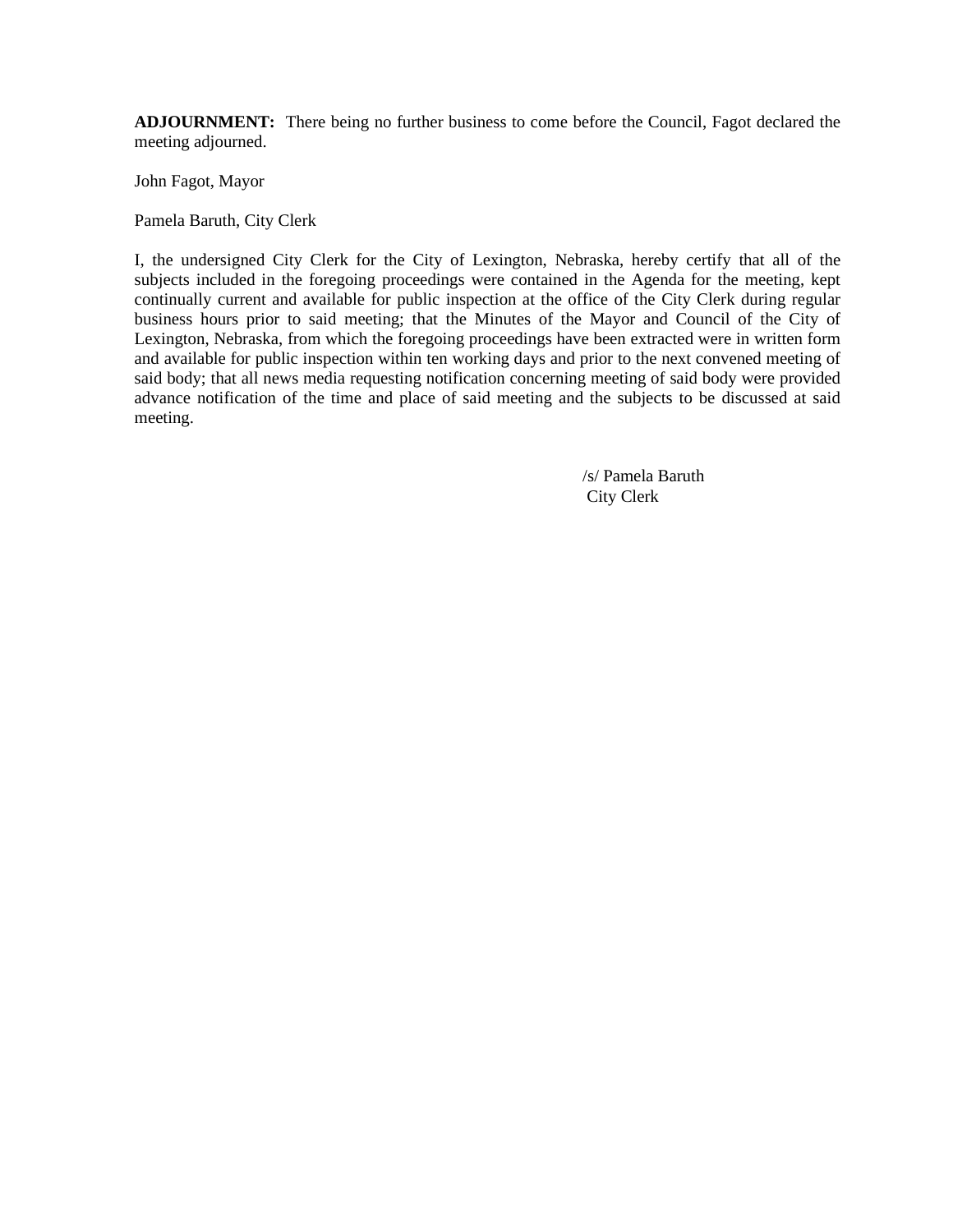**ADJOURNMENT:** There being no further business to come before the Council, Fagot declared the meeting adjourned.

John Fagot, Mayor

Pamela Baruth, City Clerk

I, the undersigned City Clerk for the City of Lexington, Nebraska, hereby certify that all of the subjects included in the foregoing proceedings were contained in the Agenda for the meeting, kept continually current and available for public inspection at the office of the City Clerk during regular business hours prior to said meeting; that the Minutes of the Mayor and Council of the City of Lexington, Nebraska, from which the foregoing proceedings have been extracted were in written form and available for public inspection within ten working days and prior to the next convened meeting of said body; that all news media requesting notification concerning meeting of said body were provided advance notification of the time and place of said meeting and the subjects to be discussed at said meeting.

/s/ Pamela Baruth
City Clerk